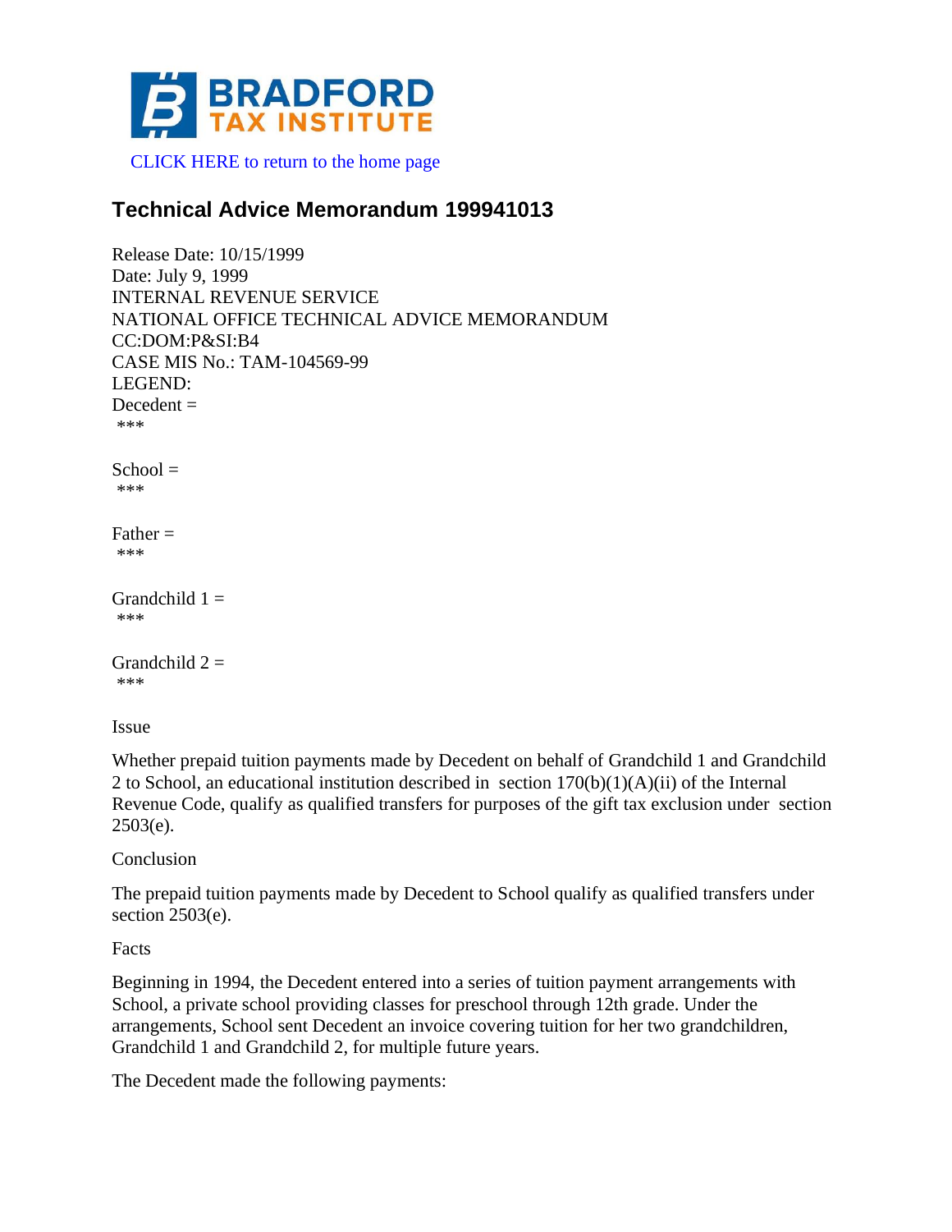BRADFORD TAX INSTITUTE

CLICK HERE to return to the home page

## Technical Advice Memorandum 199941013

Release Date: 10/15/1999
Date: July 9, 1999
INTERNAL REVENUE SERVICE
NATIONAL OFFICE TECHNICAL ADVICE MEMORANDUM
CC:DOM:P&SI:B4
CASE MIS No.: TAM-104569-99
LEGEND:
Decedent =
***

School =
***

Father =
***

Grandchild 1 =
***

Grandchild 2 =
***

Issue

Whether prepaid tuition payments made by Decedent on behalf of Grandchild 1 and Grandchild 2 to School, an educational institution described in section 170(b)(1)(A)(ii) of the Internal Revenue Code, qualify as qualified transfers for purposes of the gift tax exclusion under section 2503(e).

Conclusion

The prepaid tuition payments made by Decedent to School qualify as qualified transfers under section 2503(e).

Facts

Beginning in 1994, the Decedent entered into a series of tuition payment arrangements with School, a private school providing classes for preschool through 12th grade. Under the arrangements, School sent Decedent an invoice covering tuition for her two grandchildren, Grandchild 1 and Grandchild 2, for multiple future years.

The Decedent made the following payments: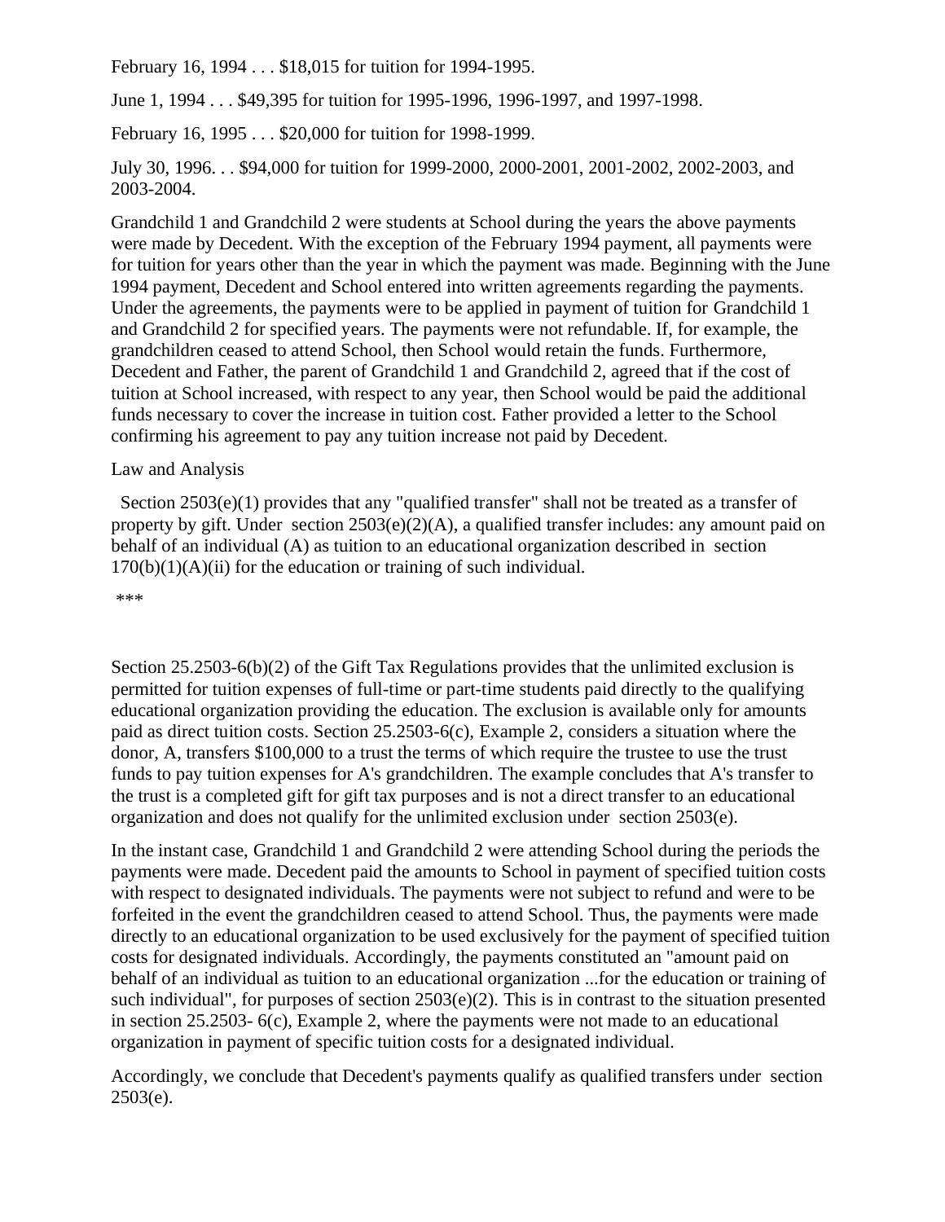February 16, 1994 . . . $18,015 for tuition for 1994-1995.

June 1, 1994 . . . $49,395 for tuition for 1995-1996, 1996-1997, and 1997-1998.

February 16, 1995 . . . $20,000 for tuition for 1998-1999.

July 30, 1996. . . $94,000 for tuition for 1999-2000, 2000-2001, 2001-2002, 2002-2003, and 2003-2004.

Grandchild 1 and Grandchild 2 were students at School during the years the above payments were made by Decedent. With the exception of the February 1994 payment, all payments were for tuition for years other than the year in which the payment was made. Beginning with the June 1994 payment, Decedent and School entered into written agreements regarding the payments. Under the agreements, the payments were to be applied in payment of tuition for Grandchild 1 and Grandchild 2 for specified years. The payments were not refundable. If, for example, the grandchildren ceased to attend School, then School would retain the funds. Furthermore, Decedent and Father, the parent of Grandchild 1 and Grandchild 2, agreed that if the cost of tuition at School increased, with respect to any year, then School would be paid the additional funds necessary to cover the increase in tuition cost. Father provided a letter to the School confirming his agreement to pay any tuition increase not paid by Decedent.

Law and Analysis

Section 2503(e)(1) provides that any "qualified transfer" shall not be treated as a transfer of property by gift. Under section 2503(e)(2)(A), a qualified transfer includes: any amount paid on behalf of an individual (A) as tuition to an educational organization described in section 170(b)(1)(A)(ii) for the education or training of such individual.

***

Section 25.2503-6(b)(2) of the Gift Tax Regulations provides that the unlimited exclusion is permitted for tuition expenses of full-time or part-time students paid directly to the qualifying educational organization providing the education. The exclusion is available only for amounts paid as direct tuition costs. Section 25.2503-6(c), Example 2, considers a situation where the donor, A, transfers $100,000 to a trust the terms of which require the trustee to use the trust funds to pay tuition expenses for A's grandchildren. The example concludes that A's transfer to the trust is a completed gift for gift tax purposes and is not a direct transfer to an educational organization and does not qualify for the unlimited exclusion under section 2503(e).

In the instant case, Grandchild 1 and Grandchild 2 were attending School during the periods the payments were made. Decedent paid the amounts to School in payment of specified tuition costs with respect to designated individuals. The payments were not subject to refund and were to be forfeited in the event the grandchildren ceased to attend School. Thus, the payments were made directly to an educational organization to be used exclusively for the payment of specified tuition costs for designated individuals. Accordingly, the payments constituted an "amount paid on behalf of an individual as tuition to an educational organization ...for the education or training of such individual", for purposes of section 2503(e)(2). This is in contrast to the situation presented in section 25.2503- 6(c), Example 2, where the payments were not made to an educational organization in payment of specific tuition costs for a designated individual.

Accordingly, we conclude that Decedent's payments qualify as qualified transfers under section 2503(e).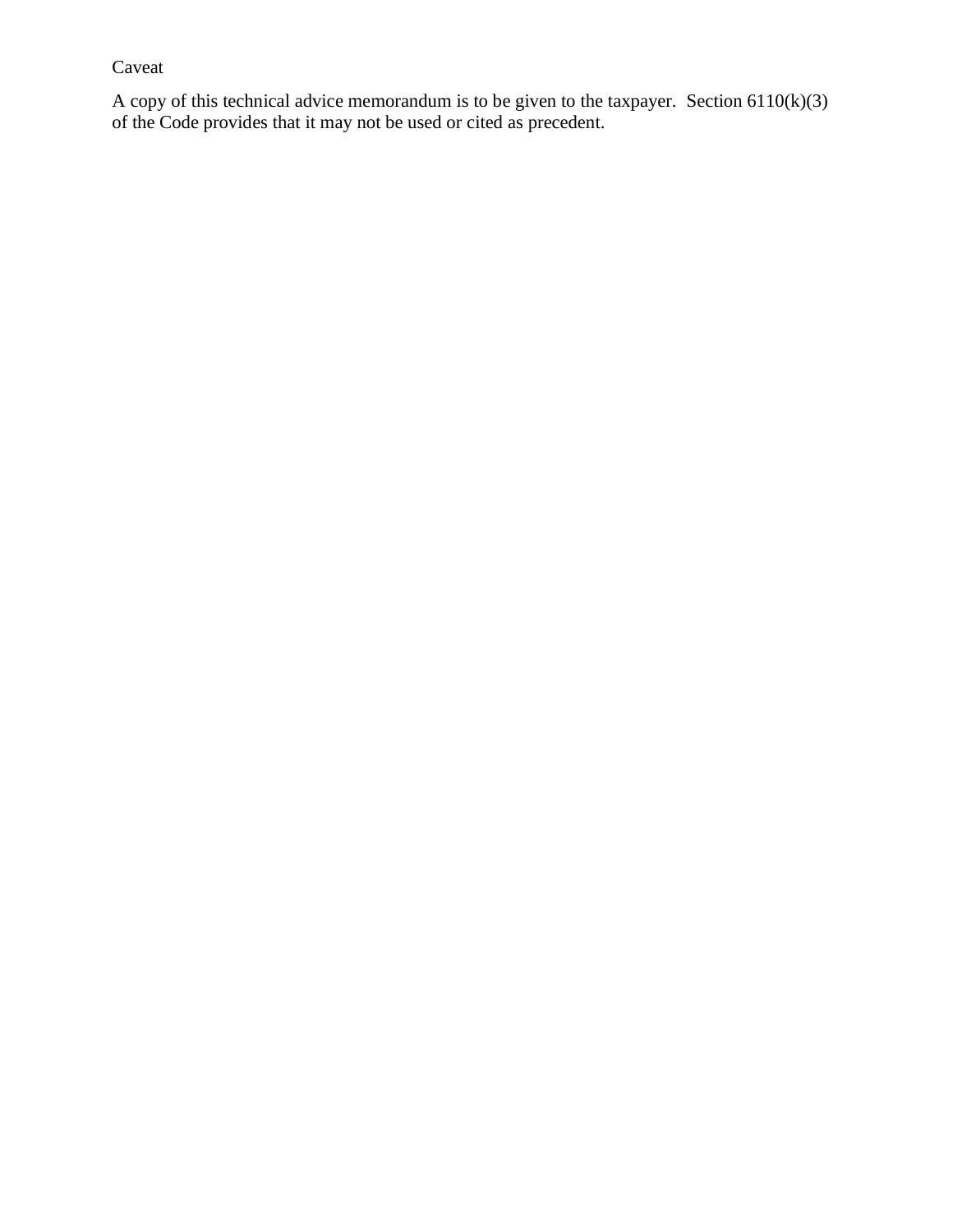Caveat

A copy of this technical advice memorandum is to be given to the taxpayer. Section 6110(k)(3) of the Code provides that it may not be used or cited as precedent.